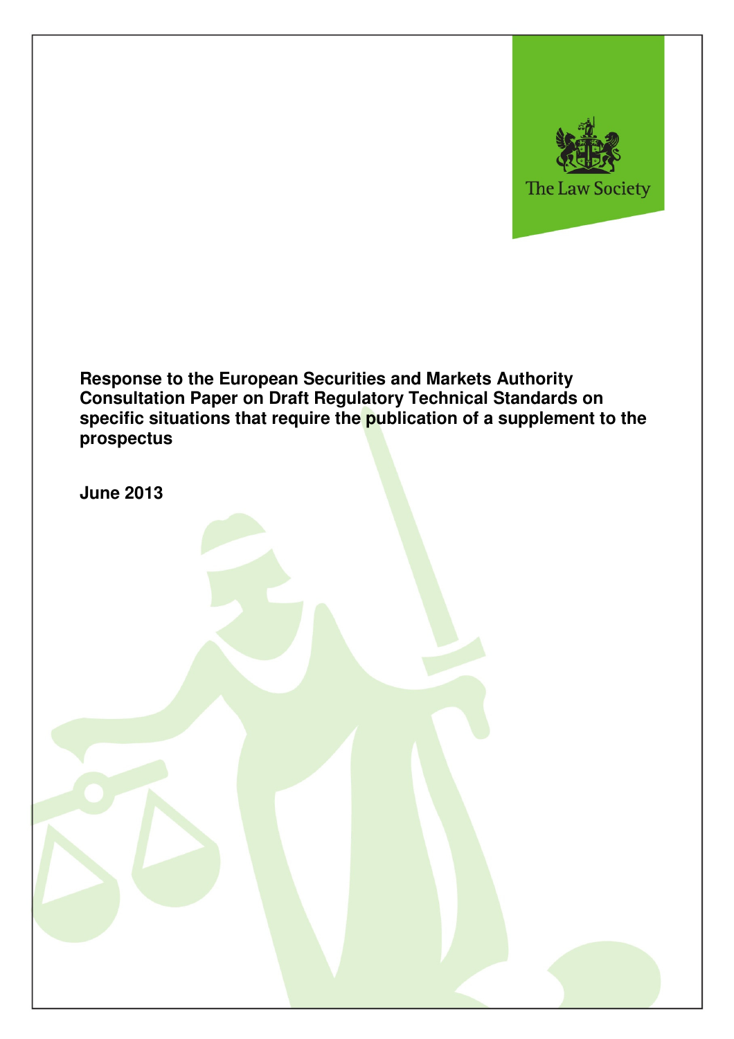The Law Society

**Response to the European Securities and Markets Authority Consultation Paper on Draft Regulatory Technical Standards on specific situations that require the publication of a supplement to the prospectus**

**June 2013**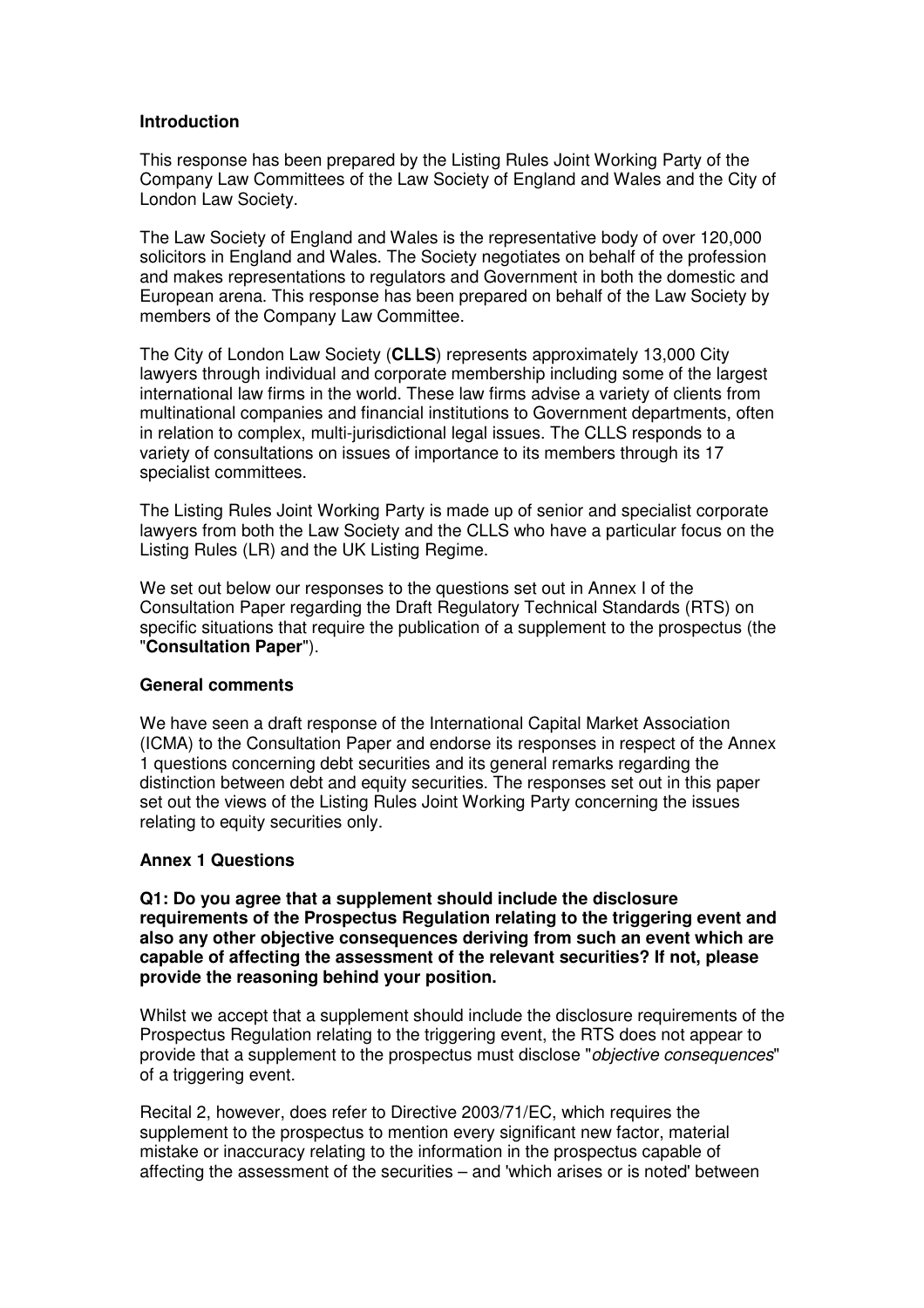**Introduction**

This response has been prepared by the Listing Rules Joint Working Party of the Company Law Committees of the Law Society of England and Wales and the City of London Law Society.

The Law Society of England and Wales is the representative body of over 120,000 solicitors in England and Wales. The Society negotiates on behalf of the profession and makes representations to regulators and Government in both the domestic and European arena. This response has been prepared on behalf of the Law Society by members of the Company Law Committee.

The City of London Law Society (**CLLS**) represents approximately 13,000 City lawyers through individual and corporate membership including some of the largest international law firms in the world. These law firms advise a variety of clients from multinational companies and financial institutions to Government departments, often in relation to complex, multi-jurisdictional legal issues. The CLLS responds to a variety of consultations on issues of importance to its members through its 17 specialist committees.

The Listing Rules Joint Working Party is made up of senior and specialist corporate lawyers from both the Law Society and the CLLS who have a particular focus on the Listing Rules (LR) and the UK Listing Regime.

We set out below our responses to the questions set out in Annex I of the Consultation Paper regarding the Draft Regulatory Technical Standards (RTS) on specific situations that require the publication of a supplement to the prospectus (the "**Consultation Paper**").

**General comments**

We have seen a draft response of the International Capital Market Association (ICMA) to the Consultation Paper and endorse its responses in respect of the Annex 1 questions concerning debt securities and its general remarks regarding the distinction between debt and equity securities. The responses set out in this paper set out the views of the Listing Rules Joint Working Party concerning the issues relating to equity securities only.

**Annex 1 Questions**

**Q1: Do you agree that a supplement should include the disclosure requirements of the Prospectus Regulation relating to the triggering event and also any other objective consequences deriving from such an event which are capable of affecting the assessment of the relevant securities? If not, please provide the reasoning behind your position.**

Whilst we accept that a supplement should include the disclosure requirements of the Prospectus Regulation relating to the triggering event, the RTS does not appear to provide that a supplement to the prospectus must disclose "*objective consequences*" of a triggering event.

Recital 2, however, does refer to Directive 2003/71/EC, which requires the supplement to the prospectus to mention every significant new factor, material mistake or inaccuracy relating to the information in the prospectus capable of affecting the assessment of the securities – and 'which arises or is noted' between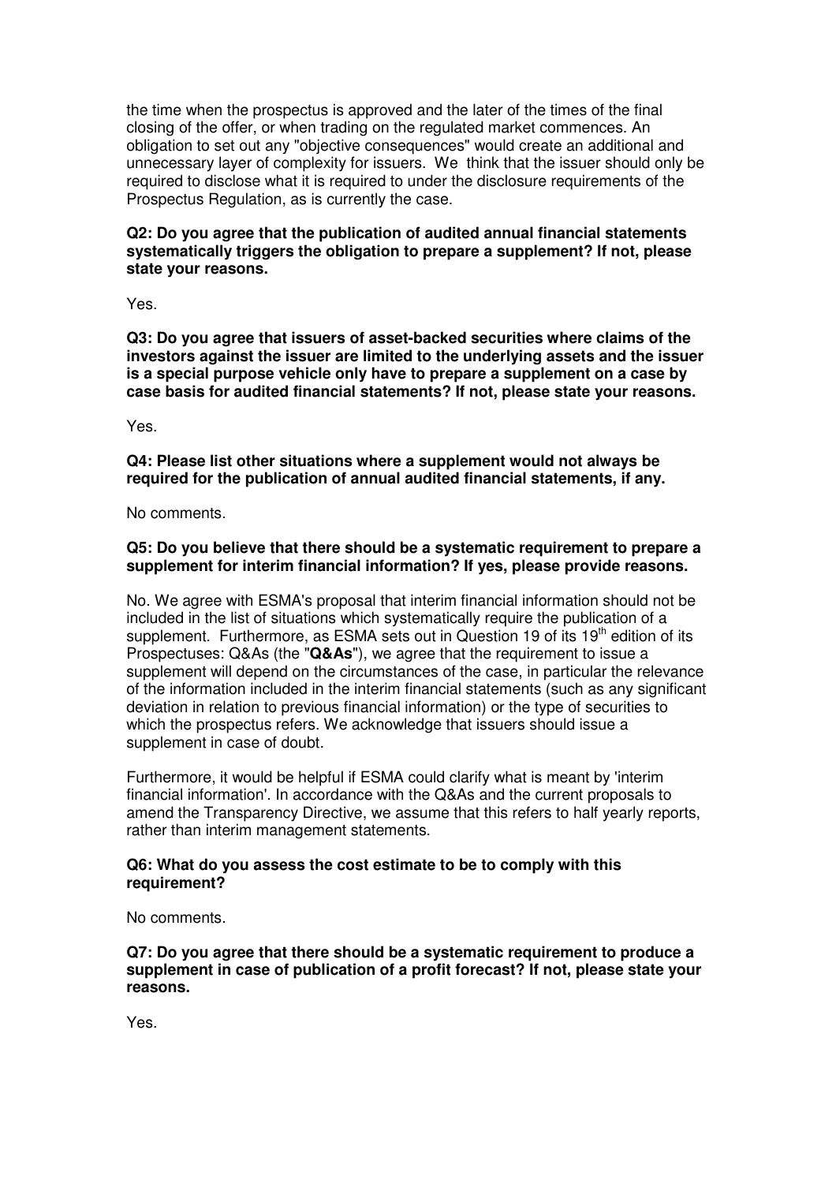the time when the prospectus is approved and the later of the times of the final closing of the offer, or when trading on the regulated market commences. An obligation to set out any "objective consequences" would create an additional and unnecessary layer of complexity for issuers. We think that the issuer should only be required to disclose what it is required to under the disclosure requirements of the Prospectus Regulation, as is currently the case.

**Q2: Do you agree that the publication of audited annual financial statements systematically triggers the obligation to prepare a supplement? If not, please state your reasons.**

Yes.

**Q3: Do you agree that issuers of asset-backed securities where claims of the investors against the issuer are limited to the underlying assets and the issuer is a special purpose vehicle only have to prepare a supplement on a case by case basis for audited financial statements? If not, please state your reasons.**

Yes.

**Q4: Please list other situations where a supplement would not always be required for the publication of annual audited financial statements, if any.**

No comments.

**Q5: Do you believe that there should be a systematic requirement to prepare a supplement for interim financial information? If yes, please provide reasons.**

No. We agree with ESMA's proposal that interim financial information should not be included in the list of situations which systematically require the publication of a supplement. Furthermore, as ESMA sets out in Question 19 of its 19th edition of its Prospectuses: Q&As (the "**Q&As**"), we agree that the requirement to issue a supplement will depend on the circumstances of the case, in particular the relevance of the information included in the interim financial statements (such as any significant deviation in relation to previous financial information) or the type of securities to which the prospectus refers. We acknowledge that issuers should issue a supplement in case of doubt.

Furthermore, it would be helpful if ESMA could clarify what is meant by 'interim financial information'. In accordance with the Q&As and the current proposals to amend the Transparency Directive, we assume that this refers to half yearly reports, rather than interim management statements.

**Q6: What do you assess the cost estimate to be to comply with this requirement?**

No comments.

**Q7: Do you agree that there should be a systematic requirement to produce a supplement in case of publication of a profit forecast? If not, please state your reasons.**

Yes.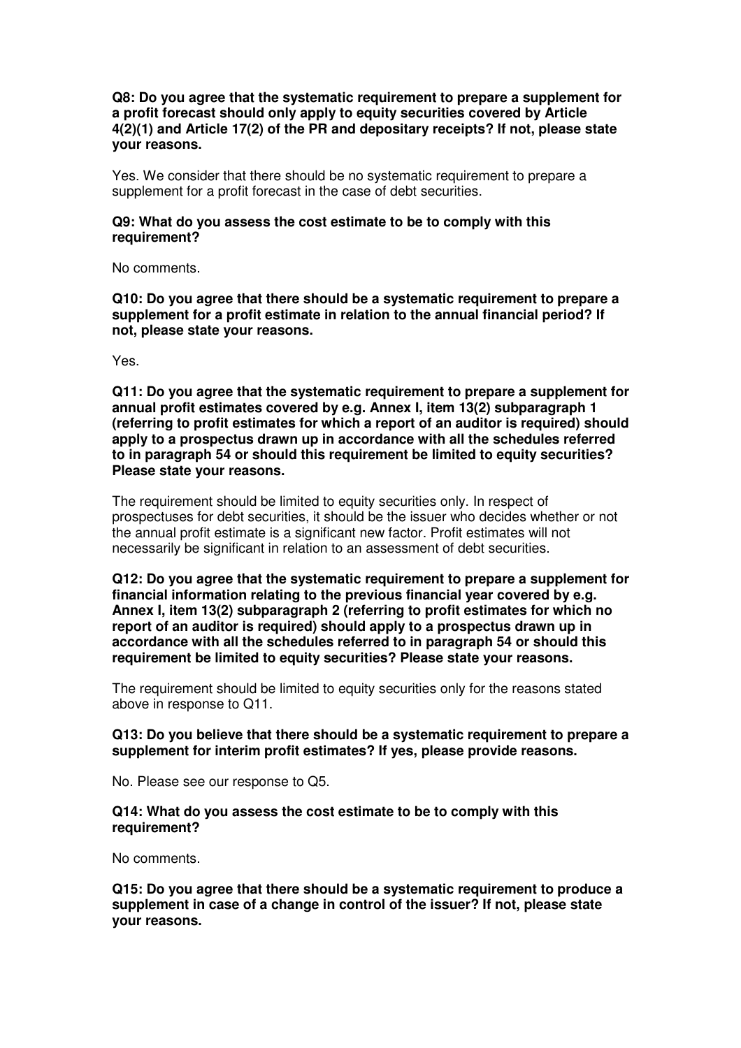**Q8: Do you agree that the systematic requirement to prepare a supplement for a profit forecast should only apply to equity securities covered by Article 4(2)(1) and Article 17(2) of the PR and depositary receipts? If not, please state your reasons.**

Yes. We consider that there should be no systematic requirement to prepare a supplement for a profit forecast in the case of debt securities.

**Q9: What do you assess the cost estimate to be to comply with this requirement?**

No comments.

**Q10: Do you agree that there should be a systematic requirement to prepare a supplement for a profit estimate in relation to the annual financial period? If not, please state your reasons.**

Yes.

**Q11: Do you agree that the systematic requirement to prepare a supplement for annual profit estimates covered by e.g. Annex I, item 13(2) subparagraph 1 (referring to profit estimates for which a report of an auditor is required) should apply to a prospectus drawn up in accordance with all the schedules referred to in paragraph 54 or should this requirement be limited to equity securities? Please state your reasons.**

The requirement should be limited to equity securities only. In respect of prospectuses for debt securities, it should be the issuer who decides whether or not the annual profit estimate is a significant new factor. Profit estimates will not necessarily be significant in relation to an assessment of debt securities.

**Q12: Do you agree that the systematic requirement to prepare a supplement for financial information relating to the previous financial year covered by e.g. Annex I, item 13(2) subparagraph 2 (referring to profit estimates for which no report of an auditor is required) should apply to a prospectus drawn up in accordance with all the schedules referred to in paragraph 54 or should this requirement be limited to equity securities? Please state your reasons.**

The requirement should be limited to equity securities only for the reasons stated above in response to Q11.

**Q13: Do you believe that there should be a systematic requirement to prepare a supplement for interim profit estimates? If yes, please provide reasons.**

No. Please see our response to Q5.

**Q14: What do you assess the cost estimate to be to comply with this requirement?**

No comments.

**Q15: Do you agree that there should be a systematic requirement to produce a supplement in case of a change in control of the issuer? If not, please state your reasons.**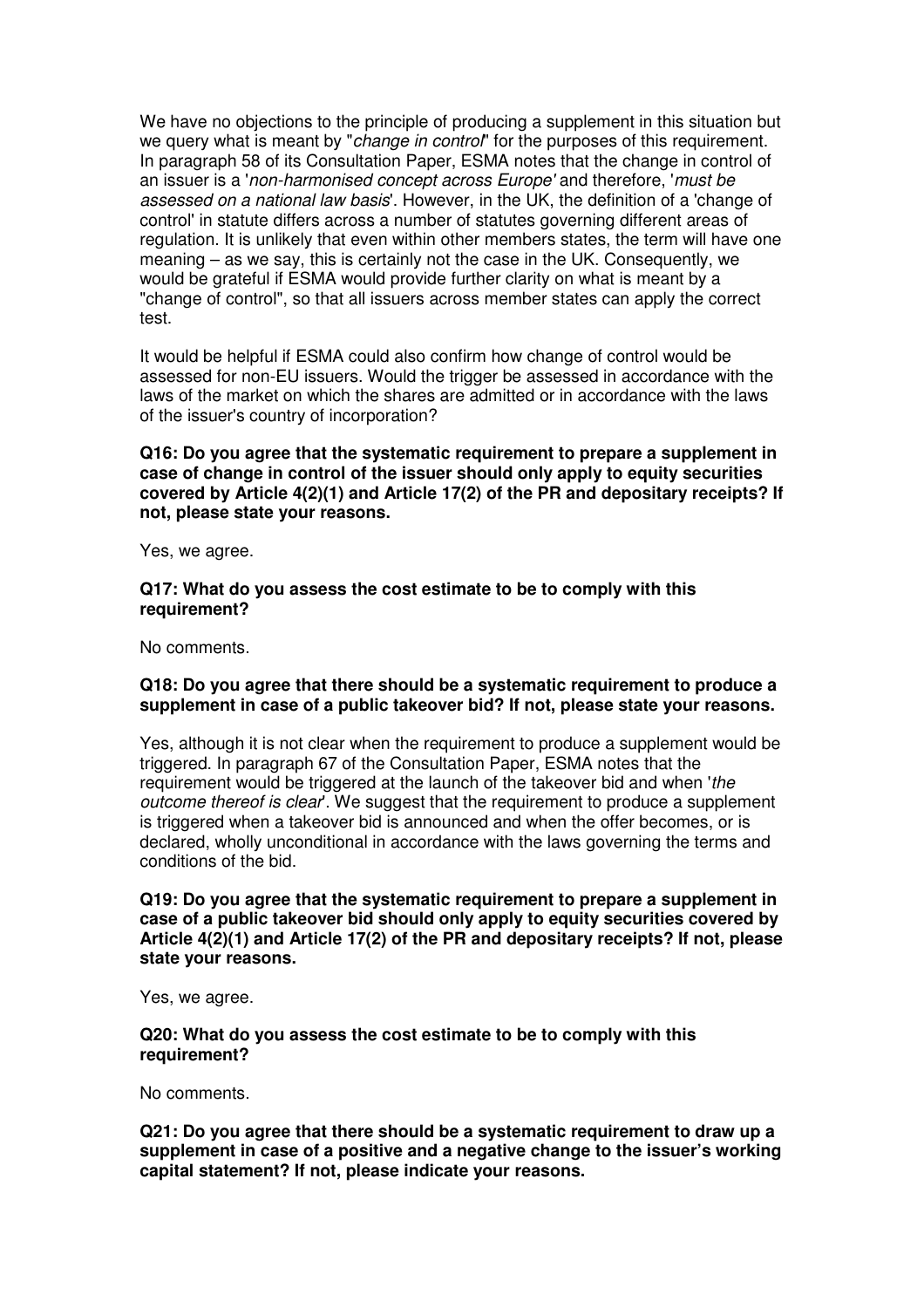We have no objections to the principle of producing a supplement in this situation but we query what is meant by "*change in control*" for the purposes of this requirement. In paragraph 58 of its Consultation Paper, ESMA notes that the change in control of an issuer is a '*non-harmonised concept across Europe*' and therefore, '*must be assessed on a national law basis*'. However, in the UK, the definition of a 'change of control' in statute differs across a number of statutes governing different areas of regulation. It is unlikely that even within other members states, the term will have one meaning – as we say, this is certainly not the case in the UK. Consequently, we would be grateful if ESMA would provide further clarity on what is meant by a "change of control", so that all issuers across member states can apply the correct test.

It would be helpful if ESMA could also confirm how change of control would be assessed for non-EU issuers. Would the trigger be assessed in accordance with the laws of the market on which the shares are admitted or in accordance with the laws of the issuer's country of incorporation?

**Q16: Do you agree that the systematic requirement to prepare a supplement in case of change in control of the issuer should only apply to equity securities covered by Article 4(2)(1) and Article 17(2) of the PR and depositary receipts? If not, please state your reasons.**

Yes, we agree.

**Q17: What do you assess the cost estimate to be to comply with this requirement?**

No comments.

**Q18: Do you agree that there should be a systematic requirement to produce a supplement in case of a public takeover bid? If not, please state your reasons.**

Yes, although it is not clear when the requirement to produce a supplement would be triggered. In paragraph 67 of the Consultation Paper, ESMA notes that the requirement would be triggered at the launch of the takeover bid and when '*the outcome thereof is clear*'. We suggest that the requirement to produce a supplement is triggered when a takeover bid is announced and when the offer becomes, or is declared, wholly unconditional in accordance with the laws governing the terms and conditions of the bid.

**Q19: Do you agree that the systematic requirement to prepare a supplement in case of a public takeover bid should only apply to equity securities covered by Article 4(2)(1) and Article 17(2) of the PR and depositary receipts? If not, please state your reasons.**

Yes, we agree.

**Q20: What do you assess the cost estimate to be to comply with this requirement?**

No comments.

**Q21: Do you agree that there should be a systematic requirement to draw up a supplement in case of a positive and a negative change to the issuer's working capital statement? If not, please indicate your reasons.**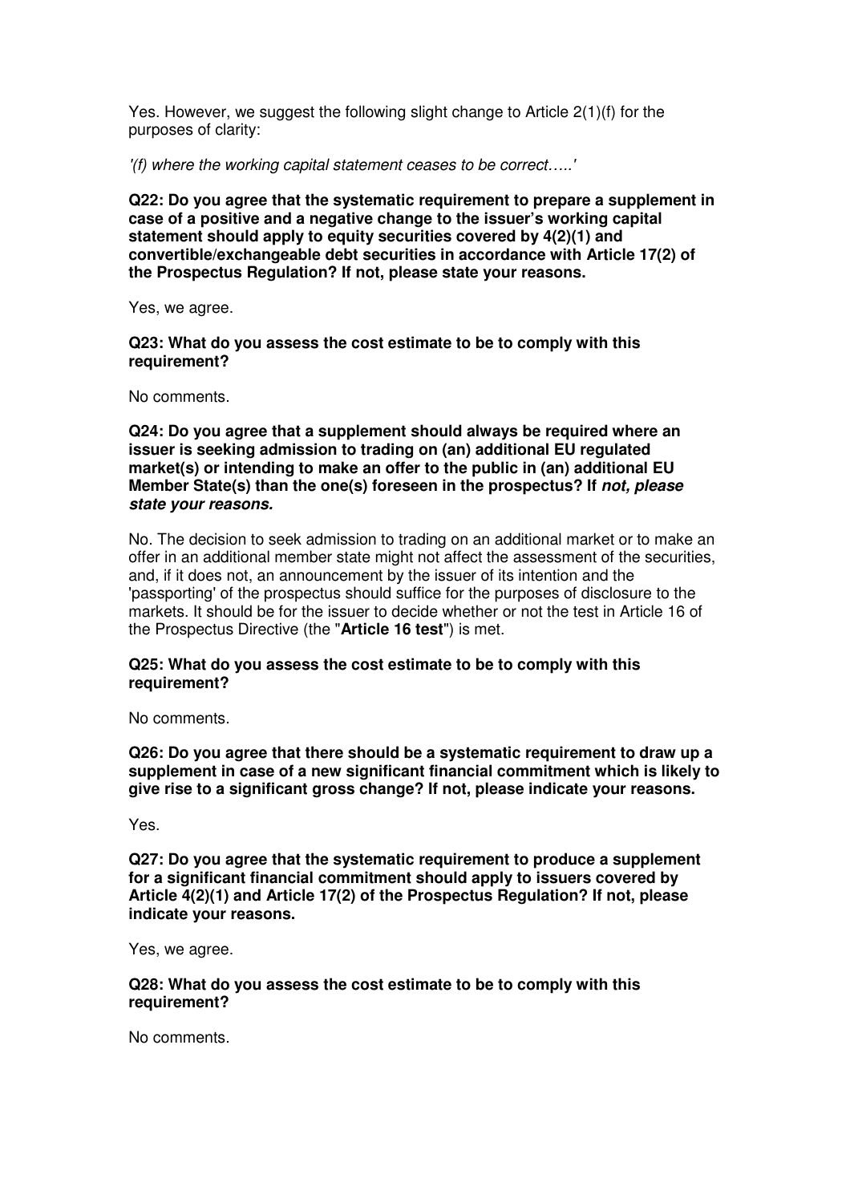Yes. However, we suggest the following slight change to Article 2(1)(f) for the purposes of clarity:

*'(f) where the working capital statement ceases to be correct…..'*

**Q22: Do you agree that the systematic requirement to prepare a supplement in case of a positive and a negative change to the issuer's working capital statement should apply to equity securities covered by 4(2)(1) and convertible/exchangeable debt securities in accordance with Article 17(2) of the Prospectus Regulation? If not, please state your reasons.**

Yes, we agree.

**Q23: What do you assess the cost estimate to be to comply with this requirement?**

No comments.

**Q24: Do you agree that a supplement should always be required where an issuer is seeking admission to trading on (an) additional EU regulated market(s) or intending to make an offer to the public in (an) additional EU Member State(s) than the one(s) foreseen in the prospectus? If *not, please state your reasons.***

No. The decision to seek admission to trading on an additional market or to make an offer in an additional member state might not affect the assessment of the securities, and, if it does not, an announcement by the issuer of its intention and the 'passporting' of the prospectus should suffice for the purposes of disclosure to the markets. It should be for the issuer to decide whether or not the test in Article 16 of the Prospectus Directive (the "**Article 16 test**") is met.

**Q25: What do you assess the cost estimate to be to comply with this requirement?**

No comments.

**Q26: Do you agree that there should be a systematic requirement to draw up a supplement in case of a new significant financial commitment which is likely to give rise to a significant gross change? If not, please indicate your reasons.**

Yes.

**Q27: Do you agree that the systematic requirement to produce a supplement for a significant financial commitment should apply to issuers covered by Article 4(2)(1) and Article 17(2) of the Prospectus Regulation? If not, please indicate your reasons.**

Yes, we agree.

**Q28: What do you assess the cost estimate to be to comply with this requirement?**

No comments.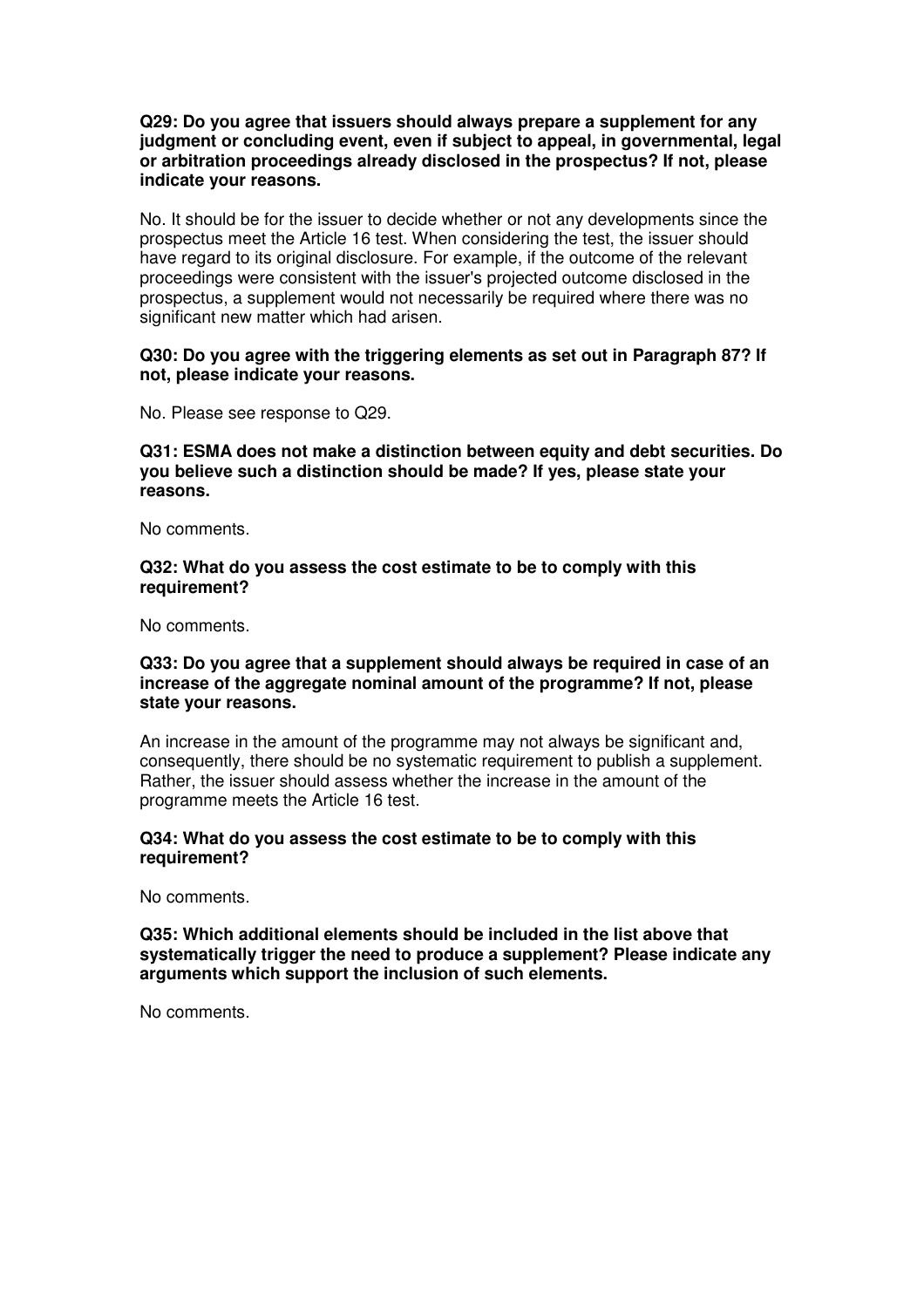**Q29: Do you agree that issuers should always prepare a supplement for any judgment or concluding event, even if subject to appeal, in governmental, legal or arbitration proceedings already disclosed in the prospectus? If not, please indicate your reasons.**

No. It should be for the issuer to decide whether or not any developments since the prospectus meet the Article 16 test. When considering the test, the issuer should have regard to its original disclosure. For example, if the outcome of the relevant proceedings were consistent with the issuer's projected outcome disclosed in the prospectus, a supplement would not necessarily be required where there was no significant new matter which had arisen.

**Q30: Do you agree with the triggering elements as set out in Paragraph 87? If not, please indicate your reasons.**

No. Please see response to Q29.

**Q31: ESMA does not make a distinction between equity and debt securities. Do you believe such a distinction should be made? If yes, please state your reasons.**

No comments.

**Q32: What do you assess the cost estimate to be to comply with this requirement?**

No comments.

**Q33: Do you agree that a supplement should always be required in case of an increase of the aggregate nominal amount of the programme? If not, please state your reasons.**

An increase in the amount of the programme may not always be significant and, consequently, there should be no systematic requirement to publish a supplement. Rather, the issuer should assess whether the increase in the amount of the programme meets the Article 16 test.

**Q34: What do you assess the cost estimate to be to comply with this requirement?**

No comments.

**Q35: Which additional elements should be included in the list above that systematically trigger the need to produce a supplement? Please indicate any arguments which support the inclusion of such elements.**

No comments.